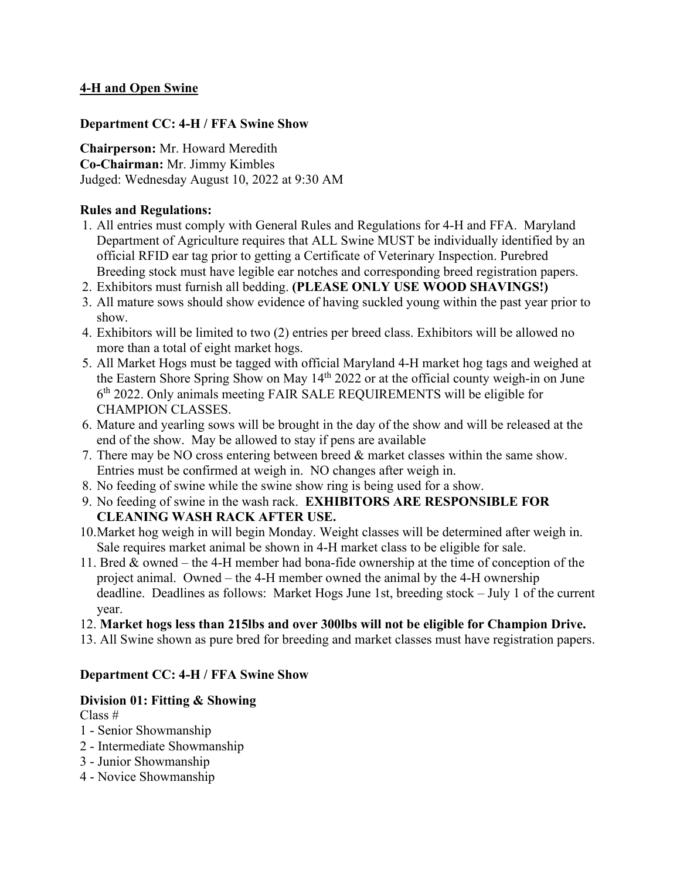## 4-H and Open Swine

### Department CC: 4-H / FFA Swine Show

**Chairperson:** Mr. Howard Meredith
**Co-Chairman:** Mr. Jimmy Kimbles
Judged: Wednesday August 10, 2022 at 9:30 AM

**Rules and Regulations:**

1. All entries must comply with General Rules and Regulations for 4-H and FFA. Maryland Department of Agriculture requires that ALL Swine MUST be individually identified by an official RFID ear tag prior to getting a Certificate of Veterinary Inspection. Purebred Breeding stock must have legible ear notches and corresponding breed registration papers.
2. Exhibitors must furnish all bedding. **(PLEASE ONLY USE WOOD SHAVINGS!)**
3. All mature sows should show evidence of having suckled young within the past year prior to show.
4. Exhibitors will be limited to two (2) entries per breed class. Exhibitors will be allowed no more than a total of eight market hogs.
5. All Market Hogs must be tagged with official Maryland 4-H market hog tags and weighed at the Eastern Shore Spring Show on May 14th 2022 or at the official county weigh-in on June 6th 2022. Only animals meeting FAIR SALE REQUIREMENTS will be eligible for CHAMPION CLASSES.
6. Mature and yearling sows will be brought in the day of the show and will be released at the end of the show. May be allowed to stay if pens are available
7. There may be NO cross entering between breed & market classes within the same show. Entries must be confirmed at weigh in. NO changes after weigh in.
8. No feeding of swine while the swine show ring is being used for a show.
9. No feeding of swine in the wash rack. **EXHIBITORS ARE RESPONSIBLE FOR CLEANING WASH RACK AFTER USE.**
10. Market hog weigh in will begin Monday. Weight classes will be determined after weigh in. Sale requires market animal be shown in 4-H market class to be eligible for sale.
11. Bred & owned – the 4-H member had bona-fide ownership at the time of conception of the project animal. Owned – the 4-H member owned the animal by the 4-H ownership deadline. Deadlines as follows: Market Hogs June 1st, breeding stock – July 1 of the current year.
12. **Market hogs less than 215lbs and over 300lbs will not be eligible for Champion Drive.**
13. All Swine shown as pure bred for breeding and market classes must have registration papers.

### Department CC: 4-H / FFA Swine Show

**Division 01: Fitting & Showing**

Class #

1 - Senior Showmanship
2 - Intermediate Showmanship
3 - Junior Showmanship
4 - Novice Showmanship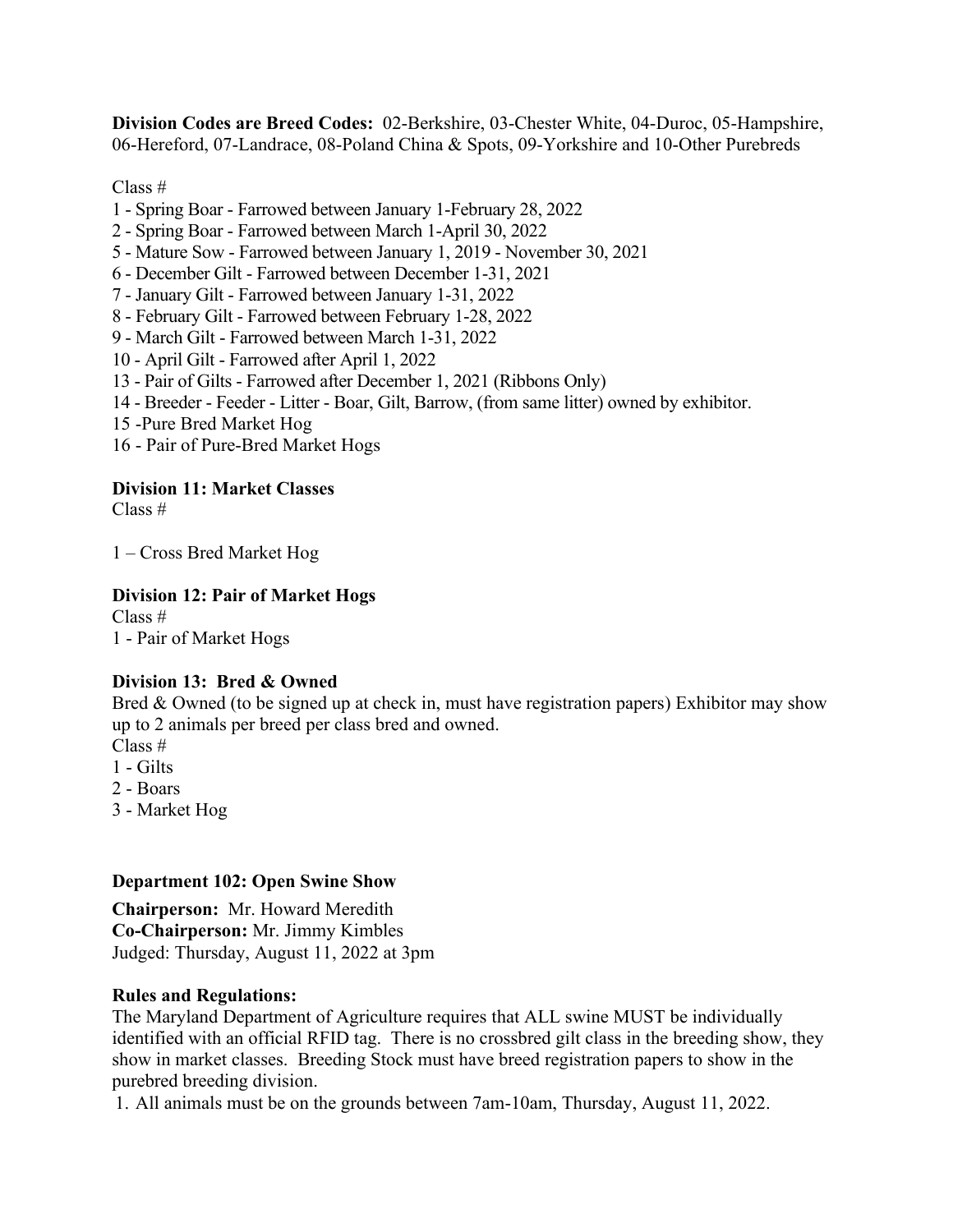**Division Codes are Breed Codes:** 02-Berkshire, 03-Chester White, 04-Duroc, 05-Hampshire, 06-Hereford, 07-Landrace, 08-Poland China & Spots, 09-Yorkshire and 10-Other Purebreds

Class #

1 - Spring Boar - Farrowed between January 1-February 28, 2022
2 - Spring Boar - Farrowed between March 1-April 30, 2022
5 - Mature Sow - Farrowed between January 1, 2019 - November 30, 2021
6 - December Gilt - Farrowed between December 1-31, 2021
7 - January Gilt - Farrowed between January 1-31, 2022
8 - February Gilt - Farrowed between February 1-28, 2022
9 - March Gilt - Farrowed between March 1-31, 2022
10 - April Gilt - Farrowed after April 1, 2022
13 - Pair of Gilts - Farrowed after December 1, 2021 (Ribbons Only)
14 - Breeder - Feeder - Litter - Boar, Gilt, Barrow, (from same litter) owned by exhibitor.
15 -Pure Bred Market Hog
16 - Pair of Pure-Bred Market Hogs

**Division 11: Market Classes**

Class #

1 – Cross Bred Market Hog

**Division 12: Pair of Market Hogs**

Class #
1 - Pair of Market Hogs

**Division 13: Bred & Owned**

Bred & Owned (to be signed up at check in, must have registration papers) Exhibitor may show up to 2 animals per breed per class bred and owned.

Class #
1 - Gilts
2 - Boars
3 - Market Hog

**Department 102: Open Swine Show**

**Chairperson:** Mr. Howard Meredith
**Co-Chairperson:** Mr. Jimmy Kimbles
Judged: Thursday, August 11, 2022 at 3pm

**Rules and Regulations:**

The Maryland Department of Agriculture requires that ALL swine MUST be individually identified with an official RFID tag. There is no crossbred gilt class in the breeding show, they show in market classes. Breeding Stock must have breed registration papers to show in the purebred breeding division.

1. All animals must be on the grounds between 7am-10am, Thursday, August 11, 2022.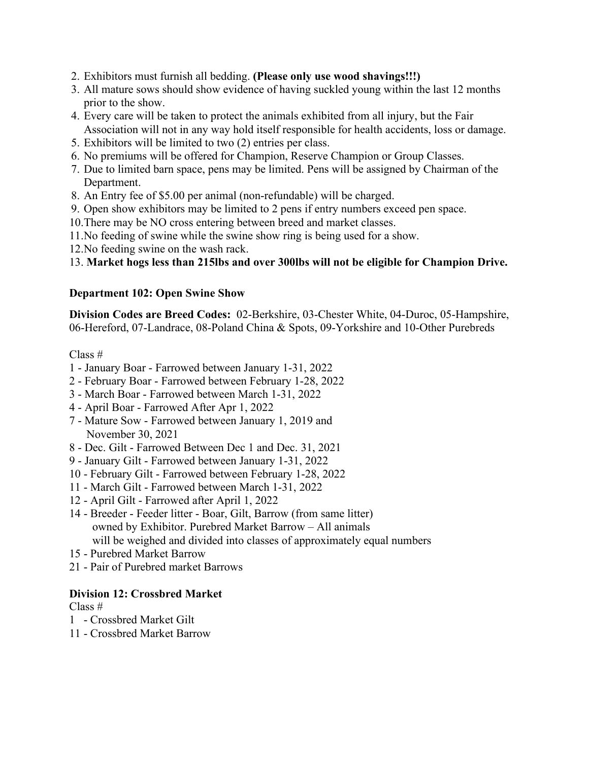2. Exhibitors must furnish all bedding. **(Please only use wood shavings!!!)**
3. All mature sows should show evidence of having suckled young within the last 12 months prior to the show.
4. Every care will be taken to protect the animals exhibited from all injury, but the Fair Association will not in any way hold itself responsible for health accidents, loss or damage.
5. Exhibitors will be limited to two (2) entries per class.
6. No premiums will be offered for Champion, Reserve Champion or Group Classes.
7. Due to limited barn space, pens may be limited. Pens will be assigned by Chairman of the Department.
8. An Entry fee of $5.00 per animal (non-refundable) will be charged.
9. Open show exhibitors may be limited to 2 pens if entry numbers exceed pen space.
10. There may be NO cross entering between breed and market classes.
11. No feeding of swine while the swine show ring is being used for a show.
12. No feeding swine on the wash rack.
13. **Market hogs less than 215lbs and over 300lbs will not be eligible for Champion Drive.**

**Department 102: Open Swine Show**

**Division Codes are Breed Codes:** 02-Berkshire, 03-Chester White, 04-Duroc, 05-Hampshire, 06-Hereford, 07-Landrace, 08-Poland China & Spots, 09-Yorkshire and 10-Other Purebreds

Class #

1 - January Boar - Farrowed between January 1-31, 2022
2 - February Boar - Farrowed between February 1-28, 2022
3 - March Boar - Farrowed between March 1-31, 2022
4 - April Boar - Farrowed After Apr 1, 2022
7 - Mature Sow - Farrowed between January 1, 2019 and November 30, 2021
8 - Dec. Gilt - Farrowed Between Dec 1 and Dec. 31, 2021
9 - January Gilt - Farrowed between January 1-31, 2022
10 - February Gilt - Farrowed between February 1-28, 2022
11 - March Gilt - Farrowed between March 1-31, 2022
12 - April Gilt - Farrowed after April 1, 2022
14 - Breeder - Feeder litter - Boar, Gilt, Barrow (from same litter) owned by Exhibitor. Purebred Market Barrow – All animals will be weighed and divided into classes of approximately equal numbers
15 - Purebred Market Barrow
21 - Pair of Purebred market Barrows

**Division 12: Crossbred Market**

Class #

1 - Crossbred Market Gilt
11 - Crossbred Market Barrow